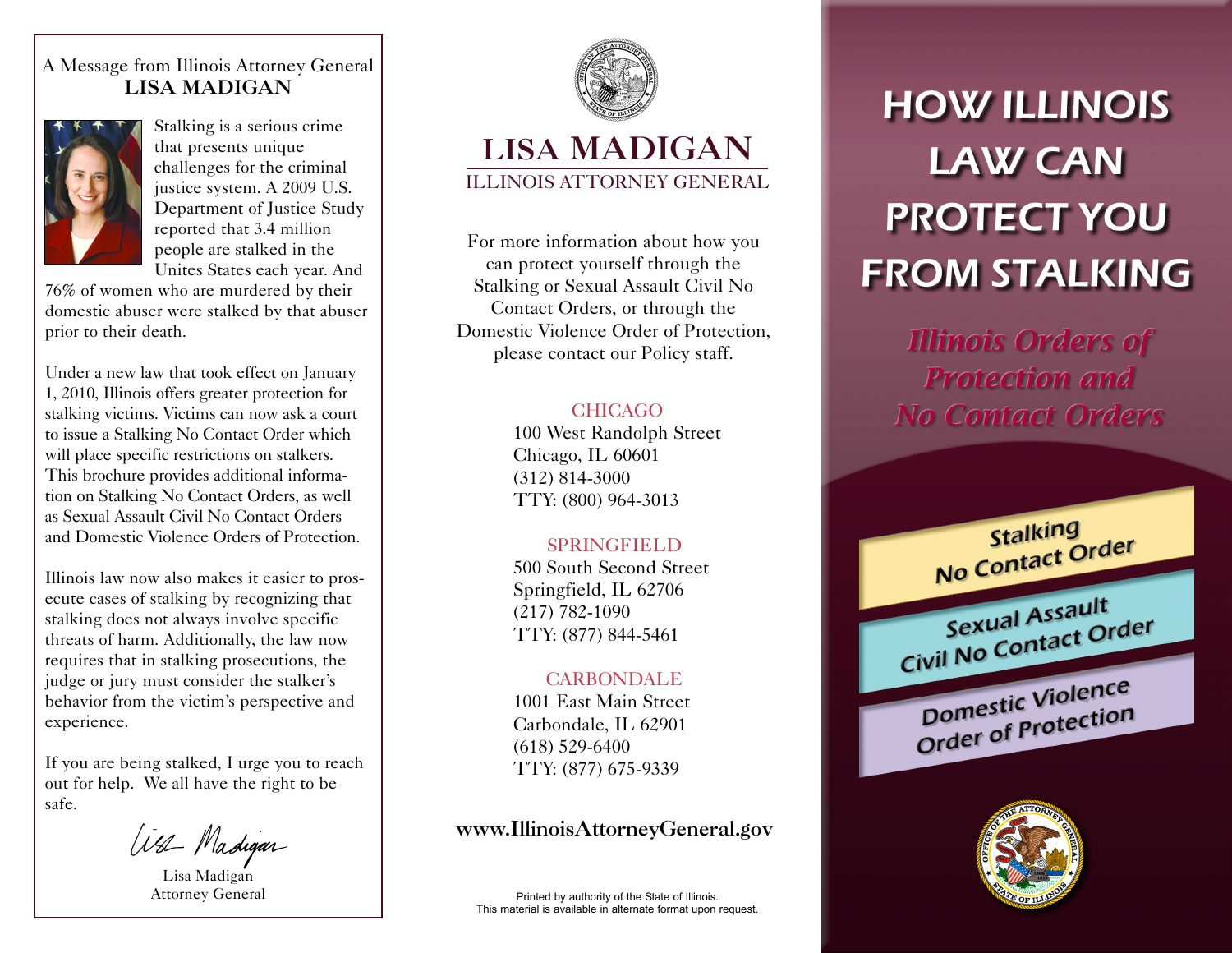A Message from Illinois Attorney General
**LISA MADIGAN**

Stalking is a serious crime that presents unique challenges for the criminal justice system. A 2009 U.S. Department of Justice Study reported that 3.4 million people are stalked in the Unites States each year. And 76% of women who are murdered by their domestic abuser were stalked by that abuser prior to their death.

Under a new law that took effect on January 1, 2010, Illinois offers greater protection for stalking victims. Victims can now ask a court to issue a Stalking No Contact Order which will place specific restrictions on stalkers. This brochure provides additional information on Stalking No Contact Orders, as well as Sexual Assault Civil No Contact Orders and Domestic Violence Orders of Protection.

Illinois law now also makes it easier to prosecute cases of stalking by recognizing that stalking does not always involve specific threats of harm. Additionally, the law now requires that in stalking prosecutions, the judge or jury must consider the stalker's behavior from the victim's perspective and experience.

If you are being stalked, I urge you to reach out for help. We all have the right to be safe.

Lisa Madigan
Attorney General

# LISA MADIGAN
ILLINOIS ATTORNEY GENERAL

For more information about how you can protect yourself through the Stalking or Sexual Assault Civil No Contact Orders, or through the Domestic Violence Order of Protection, please contact our Policy staff.

CHICAGO
100 West Randolph Street
Chicago, IL 60601
(312) 814-3000
TTY: (800) 964-3013

SPRINGFIELD
500 South Second Street
Springfield, IL 62706
(217) 782-1090
TTY: (877) 844-5461

CARBONDALE
1001 East Main Street
Carbondale, IL 62901
(618) 529-6400
TTY: (877) 675-9339

**www.IllinoisAttorneyGeneral.gov**

Printed by authority of the State of Illinois.
This material is available in alternate format upon request.

# HOW ILLINOIS LAW CAN PROTECT YOU FROM STALKING

*Illinois Orders of Protection and No Contact Orders*

Stalking No Contact Order

Sexual Assault Civil No Contact Order

Domestic Violence Order of Protection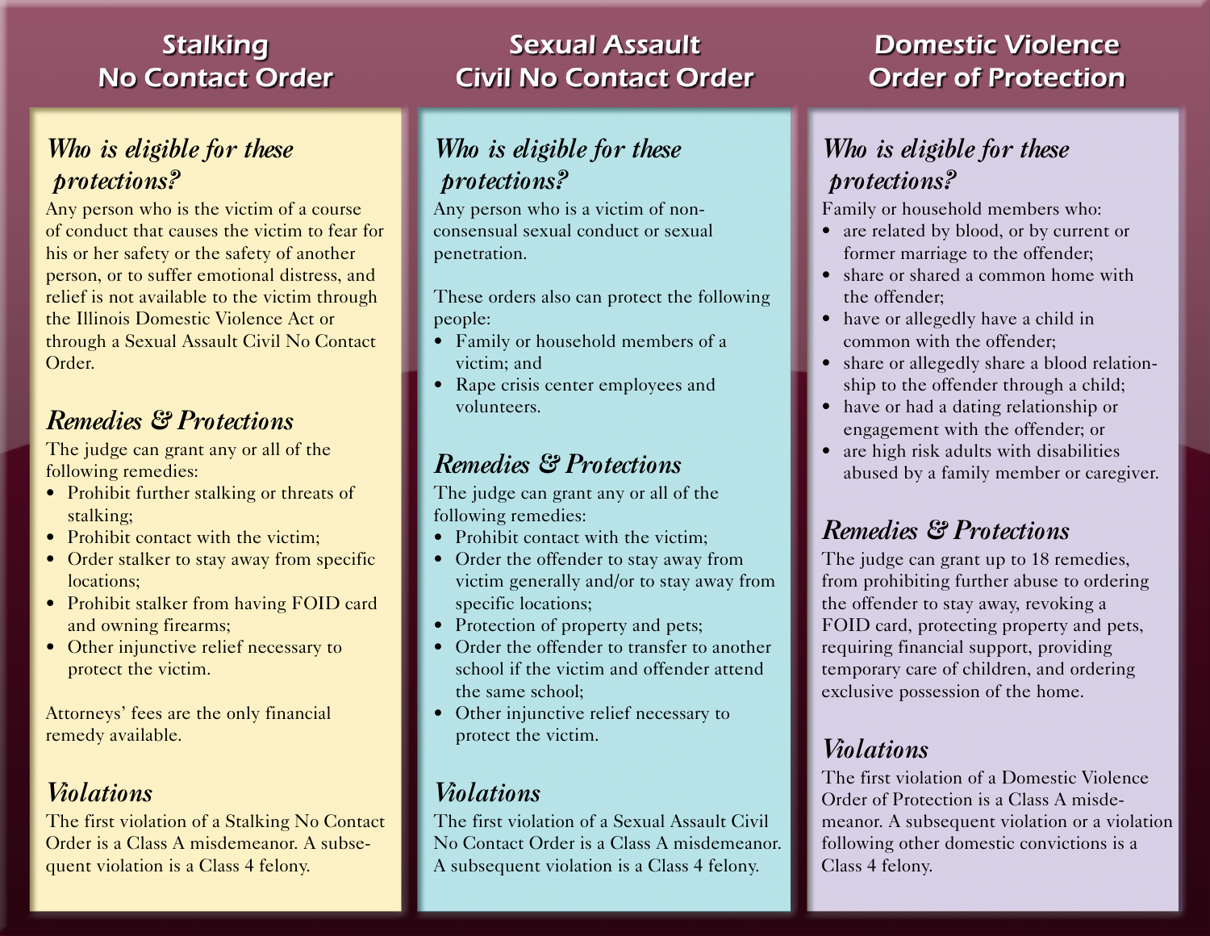## Stalking No Contact Order

### *Who is eligible for these protections?*

Any person who is the victim of a course of conduct that causes the victim to fear for his or her safety or the safety of another person, or to suffer emotional distress, and relief is not available to the victim through the Illinois Domestic Violence Act or through a Sexual Assault Civil No Contact Order.

### *Remedies & Protections*

The judge can grant any or all of the following remedies:

- Prohibit further stalking or threats of stalking;
- Prohibit contact with the victim;
- Order stalker to stay away from specific locations;
- Prohibit stalker from having FOID card and owning firearms;
- Other injunctive relief necessary to protect the victim.

Attorneys' fees are the only financial remedy available.

### *Violations*

The first violation of a Stalking No Contact Order is a Class A misdemeanor. A subsequent violation is a Class 4 felony.

## Sexual Assault Civil No Contact Order

### *Who is eligible for these protections?*

Any person who is a victim of non-consensual sexual conduct or sexual penetration.

These orders also can protect the following people:

- Family or household members of a victim; and
- Rape crisis center employees and volunteers.

### *Remedies & Protections*

The judge can grant any or all of the following remedies:

- Prohibit contact with the victim;
- Order the offender to stay away from victim generally and/or to stay away from specific locations;
- Protection of property and pets;
- Order the offender to transfer to another school if the victim and offender attend the same school;
- Other injunctive relief necessary to protect the victim.

### *Violations*

The first violation of a Sexual Assault Civil No Contact Order is a Class A misdemeanor. A subsequent violation is a Class 4 felony.

## Domestic Violence Order of Protection

### *Who is eligible for these protections?*

Family or household members who:

- are related by blood, or by current or former marriage to the offender;
- share or shared a common home with the offender;
- have or allegedly have a child in common with the offender;
- share or allegedly share a blood relationship to the offender through a child;
- have or had a dating relationship or engagement with the offender; or
- are high risk adults with disabilities abused by a family member or caregiver.

### *Remedies & Protections*

The judge can grant up to 18 remedies, from prohibiting further abuse to ordering the offender to stay away, revoking a FOID card, protecting property and pets, requiring financial support, providing temporary care of children, and ordering exclusive possession of the home.

### *Violations*

The first violation of a Domestic Violence Order of Protection is a Class A misdemeanor. A subsequent violation or a violation following other domestic convictions is a Class 4 felony.